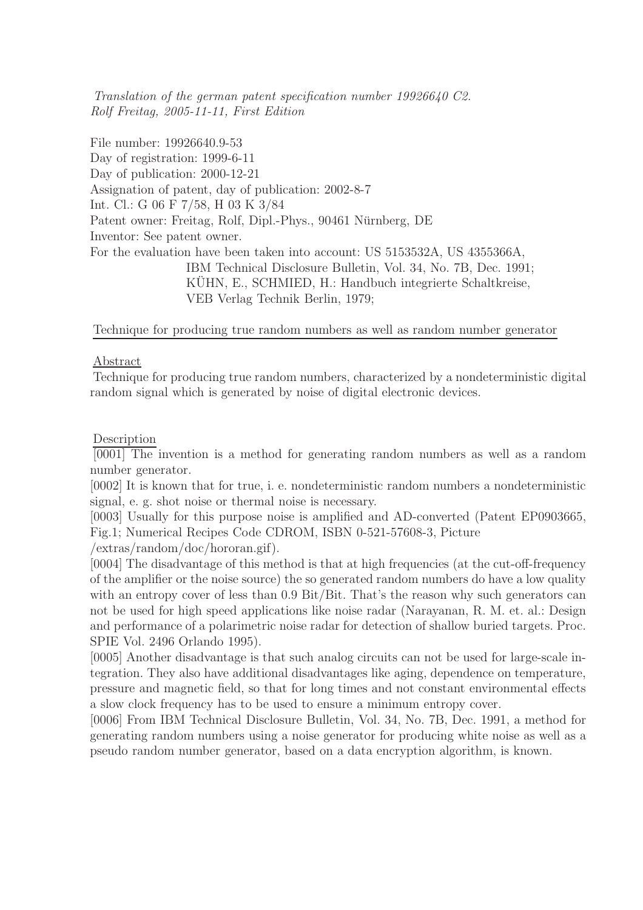*Translation of the german patent specification number 19926640 C2.*
*Rolf Freitag, 2005-11-11, First Edition*

File number: 19926640.9-53
Day of registration: 1999-6-11
Day of publication: 2000-12-21
Assignation of patent, day of publication: 2002-8-7
Int. Cl.: G 06 F 7/58, H 03 K 3/84
Patent owner: Freitag, Rolf, Dipl.-Phys., 90461 Nürnberg, DE
Inventor: See patent owner.
For the evaluation have been taken into account: US 5153532A, US 4355366A,
IBM Technical Disclosure Bulletin, Vol. 34, No. 7B, Dec. 1991;
KÜHN, E., SCHMIED, H.: Handbuch integrierte Schaltkreise,
VEB Verlag Technik Berlin, 1979;

# Technique for producing true random numbers as well as random number generator

## Abstract

Technique for producing true random numbers, characterized by a nondeterministic digital random signal which is generated by noise of digital electronic devices.

## Description

[0001] The invention is a method for generating random numbers as well as a random number generator.

[0002] It is known that for true, i. e. nondeterministic random numbers a nondeterministic signal, e. g. shot noise or thermal noise is necessary.

[0003] Usually for this purpose noise is amplified and AD-converted (Patent EP0903665, Fig.1; Numerical Recipes Code CDROM, ISBN 0-521-57608-3, Picture /extras/random/doc/hororan.gif).

[0004] The disadvantage of this method is that at high frequencies (at the cut-off-frequency of the amplifier or the noise source) the so generated random numbers do have a low quality with an entropy cover of less than 0.9 Bit/Bit. That's the reason why such generators can not be used for high speed applications like noise radar (Narayanan, R. M. et. al.: Design and performance of a polarimetric noise radar for detection of shallow buried targets. Proc. SPIE Vol. 2496 Orlando 1995).

[0005] Another disadvantage is that such analog circuits can not be used for large-scale integration. They also have additional disadvantages like aging, dependence on temperature, pressure and magnetic field, so that for long times and not constant environmental effects a slow clock frequency has to be used to ensure a minimum entropy cover.

[0006] From IBM Technical Disclosure Bulletin, Vol. 34, No. 7B, Dec. 1991, a method for generating random numbers using a noise generator for producing white noise as well as a pseudo random number generator, based on a data encryption algorithm, is known.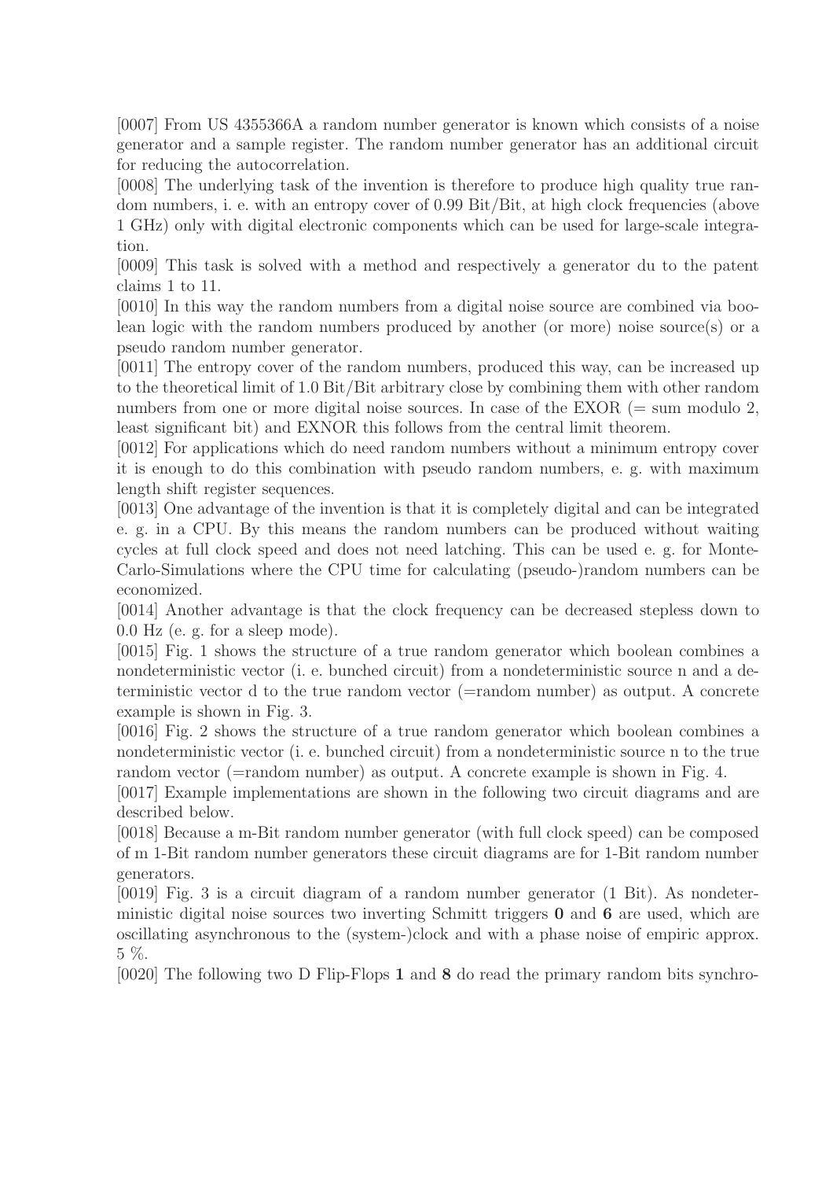[0007] From US 4355366A a random number generator is known which consists of a noise generator and a sample register. The random number generator has an additional circuit for reducing the autocorrelation.

[0008] The underlying task of the invention is therefore to produce high quality true random numbers, i. e. with an entropy cover of 0.99 Bit/Bit, at high clock frequencies (above 1 GHz) only with digital electronic components which can be used for large-scale integration.

[0009] This task is solved with a method and respectively a generator du to the patent claims 1 to 11.

[0010] In this way the random numbers from a digital noise source are combined via boolean logic with the random numbers produced by another (or more) noise source(s) or a pseudo random number generator.

[0011] The entropy cover of the random numbers, produced this way, can be increased up to the theoretical limit of 1.0 Bit/Bit arbitrary close by combining them with other random numbers from one or more digital noise sources. In case of the EXOR (= sum modulo 2, least significant bit) and EXNOR this follows from the central limit theorem.

[0012] For applications which do need random numbers without a minimum entropy cover it is enough to do this combination with pseudo random numbers, e. g. with maximum length shift register sequences.

[0013] One advantage of the invention is that it is completely digital and can be integrated e. g. in a CPU. By this means the random numbers can be produced without waiting cycles at full clock speed and does not need latching. This can be used e. g. for Monte-Carlo-Simulations where the CPU time for calculating (pseudo-)random numbers can be economized.

[0014] Another advantage is that the clock frequency can be decreased stepless down to 0.0 Hz (e. g. for a sleep mode).

[0015] Fig. 1 shows the structure of a true random generator which boolean combines a nondeterministic vector (i. e. bunched circuit) from a nondeterministic source n and a deterministic vector d to the true random vector (=random number) as output. A concrete example is shown in Fig. 3.

[0016] Fig. 2 shows the structure of a true random generator which boolean combines a nondeterministic vector (i. e. bunched circuit) from a nondeterministic source n to the true random vector (=random number) as output. A concrete example is shown in Fig. 4.

[0017] Example implementations are shown in the following two circuit diagrams and are described below.

[0018] Because a m-Bit random number generator (with full clock speed) can be composed of m 1-Bit random number generators these circuit diagrams are for 1-Bit random number generators.

[0019] Fig. 3 is a circuit diagram of a random number generator (1 Bit). As nondeterministic digital noise sources two inverting Schmitt triggers **0** and **6** are used, which are oscillating asynchronous to the (system-)clock and with a phase noise of empiric approx. 5 %.

[0020] The following two D Flip-Flops **1** and **8** do read the primary random bits synchro-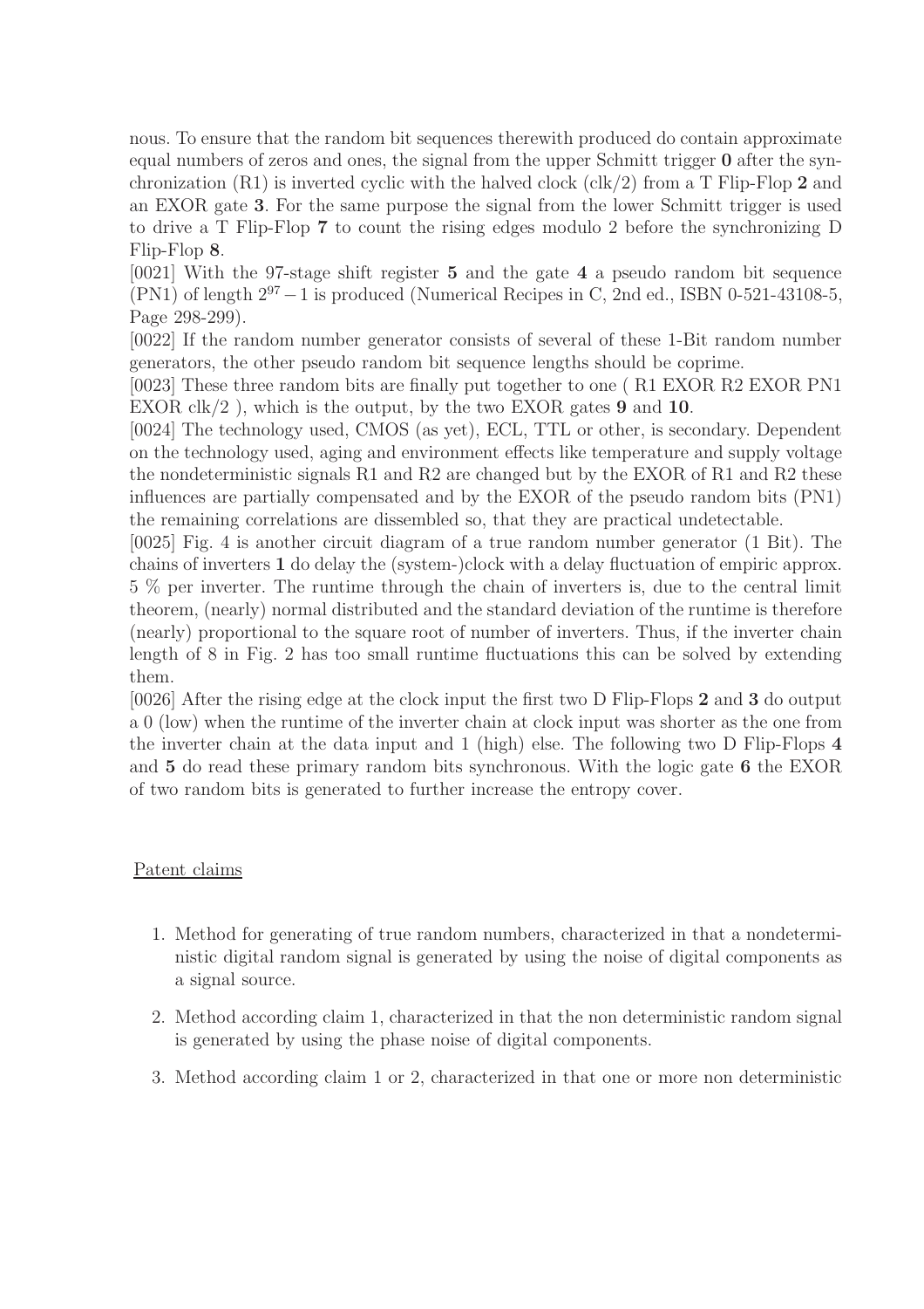nous. To ensure that the random bit sequences therewith produced do contain approximate equal numbers of zeros and ones, the signal from the upper Schmitt trigger **0** after the synchronization (R1) is inverted cyclic with the halved clock (clk/2) from a T Flip-Flop **2** and an EXOR gate **3**. For the same purpose the signal from the lower Schmitt trigger is used to drive a T Flip-Flop **7** to count the rising edges modulo 2 before the synchronizing D Flip-Flop **8**.

[0021] With the 97-stage shift register **5** and the gate **4** a pseudo random bit sequence (PN1) of length $2^{97}-1$ is produced (Numerical Recipes in C, 2nd ed., ISBN 0-521-43108-5, Page 298-299).

[0022] If the random number generator consists of several of these 1-Bit random number generators, the other pseudo random bit sequence lengths should be coprime.

[0023] These three random bits are finally put together to one ( R1 EXOR R2 EXOR PN1 EXOR clk/2 ), which is the output, by the two EXOR gates **9** and **10**.

[0024] The technology used, CMOS (as yet), ECL, TTL or other, is secondary. Dependent on the technology used, aging and environment effects like temperature and supply voltage the nondeterministic signals R1 and R2 are changed but by the EXOR of R1 and R2 these influences are partially compensated and by the EXOR of the pseudo random bits (PN1) the remaining correlations are dissembled so, that they are practical undetectable.

[0025] Fig. 4 is another circuit diagram of a true random number generator (1 Bit). The chains of inverters **1** do delay the (system-)clock with a delay fluctuation of empiric approx. 5 % per inverter. The runtime through the chain of inverters is, due to the central limit theorem, (nearly) normal distributed and the standard deviation of the runtime is therefore (nearly) proportional to the square root of number of inverters. Thus, if the inverter chain length of 8 in Fig. 2 has too small runtime fluctuations this can be solved by extending them.

[0026] After the rising edge at the clock input the first two D Flip-Flops **2** and **3** do output a 0 (low) when the runtime of the inverter chain at clock input was shorter as the one from the inverter chain at the data input and 1 (high) else. The following two D Flip-Flops **4** and **5** do read these primary random bits synchronous. With the logic gate **6** the EXOR of two random bits is generated to further increase the entropy cover.

## Patent claims

1. Method for generating of true random numbers, characterized in that a nondeterministic digital random signal is generated by using the noise of digital components as a signal source.
2. Method according claim 1, characterized in that the non deterministic random signal is generated by using the phase noise of digital components.
3. Method according claim 1 or 2, characterized in that one or more non deterministic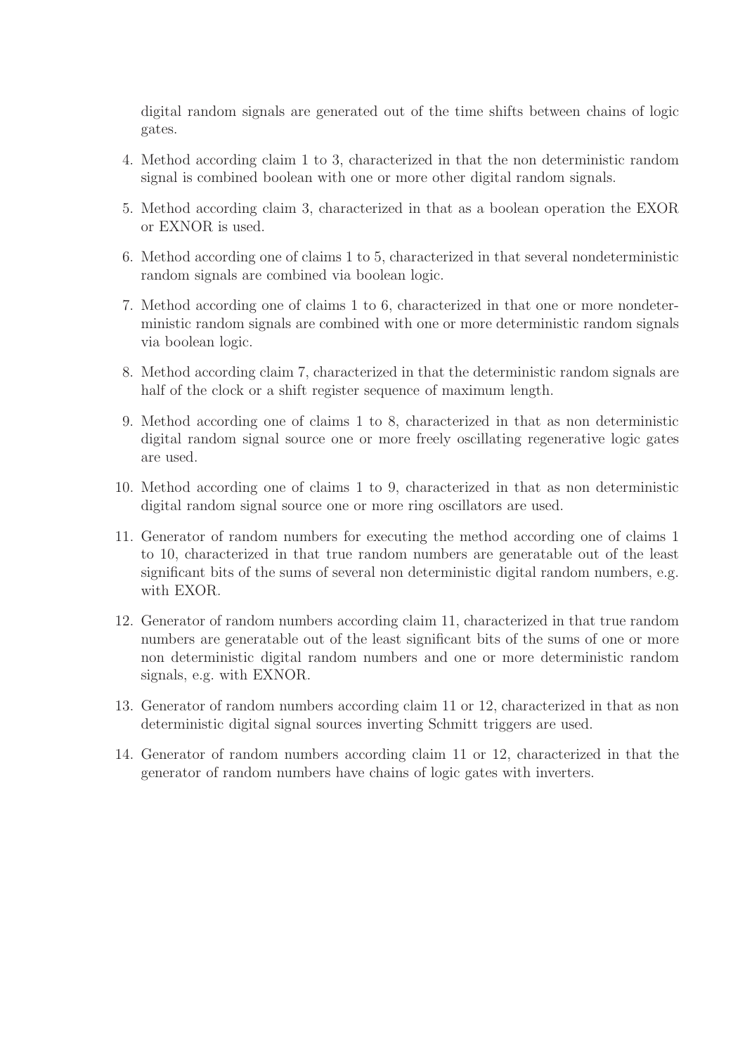digital random signals are generated out of the time shifts between chains of logic gates.

4. Method according claim 1 to 3, characterized in that the non deterministic random signal is combined boolean with one or more other digital random signals.

5. Method according claim 3, characterized in that as a boolean operation the EXOR or EXNOR is used.

6. Method according one of claims 1 to 5, characterized in that several nondeterministic random signals are combined via boolean logic.

7. Method according one of claims 1 to 6, characterized in that one or more nondeterministic random signals are combined with one or more deterministic random signals via boolean logic.

8. Method according claim 7, characterized in that the deterministic random signals are half of the clock or a shift register sequence of maximum length.

9. Method according one of claims 1 to 8, characterized in that as non deterministic digital random signal source one or more freely oscillating regenerative logic gates are used.

10. Method according one of claims 1 to 9, characterized in that as non deterministic digital random signal source one or more ring oscillators are used.

11. Generator of random numbers for executing the method according one of claims 1 to 10, characterized in that true random numbers are generatable out of the least significant bits of the sums of several non deterministic digital random numbers, e.g. with EXOR.

12. Generator of random numbers according claim 11, characterized in that true random numbers are generatable out of the least significant bits of the sums of one or more non deterministic digital random numbers and one or more deterministic random signals, e.g. with EXNOR.

13. Generator of random numbers according claim 11 or 12, characterized in that as non deterministic digital signal sources inverting Schmitt triggers are used.

14. Generator of random numbers according claim 11 or 12, characterized in that the generator of random numbers have chains of logic gates with inverters.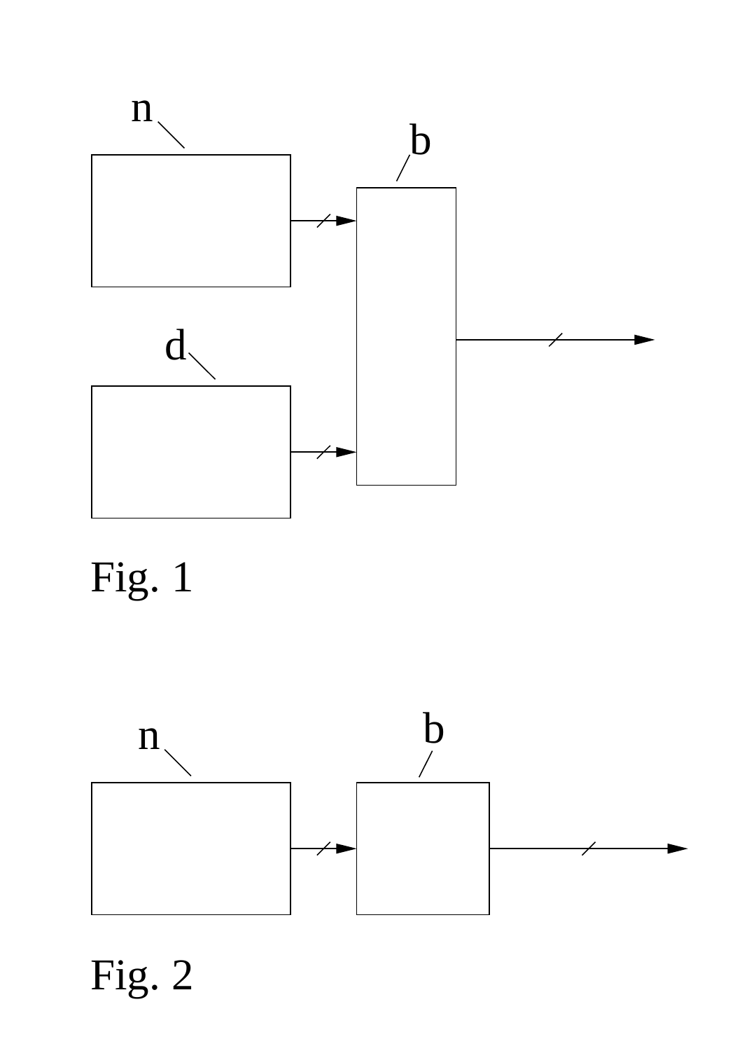n

b

d

Fig. 1

n

b

Fig. 2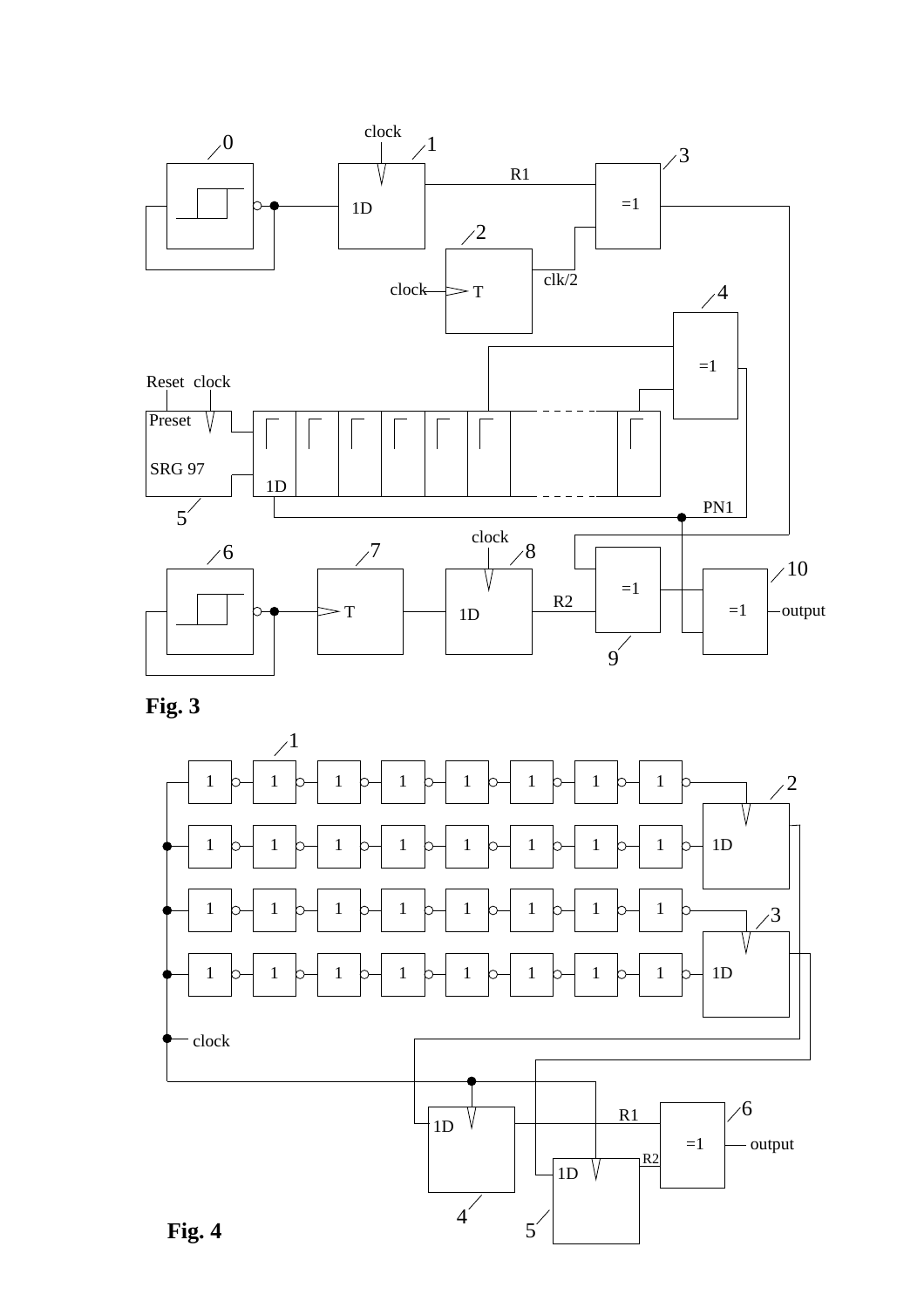0

clock

1

1D

R1

3

=1

2

clock

T

clk/2

4

=1

Reset clock

Preset

SRG 97

1D

5

PN1

clock

6

7

T

8

1D

R2

=1

9

=1

10

output

**Fig. 3**

1

1 1 1 1 1 1 1 1

2

1 1 1 1 1 1 1 1

1D

1 1 1 1 1 1 1 1

3

1 1 1 1 1 1 1 1

1D

clock

1D

R1

6

=1

output

R2

1D

4

5

**Fig. 4**